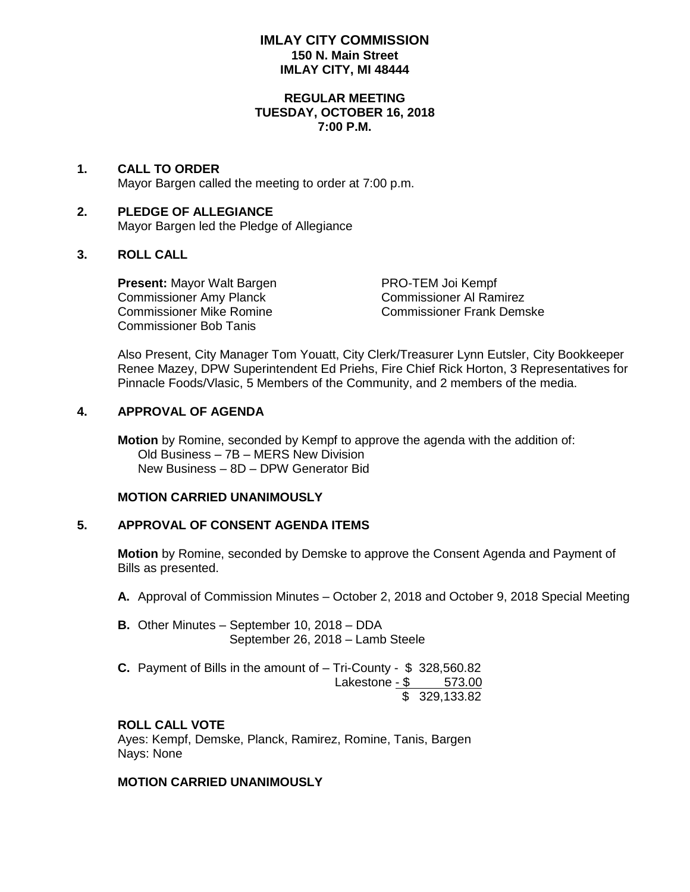# IMLAY CITY COMMISSION
**150 N. Main Street**
**IMLAY CITY, MI 48444**

**REGULAR MEETING**
**TUESDAY, OCTOBER 16, 2018**
**7:00 P.M.**

**1. CALL TO ORDER**

Mayor Bargen called the meeting to order at 7:00 p.m.

**2. PLEDGE OF ALLEGIANCE**

Mayor Bargen led the Pledge of Allegiance

**3. ROLL CALL**

**Present:** Mayor Walt Bargen
PRO-TEM Joi Kempf
Commissioner Amy Planck
Commissioner Al Ramirez
Commissioner Mike Romine
Commissioner Frank Demske
Commissioner Bob Tanis

Also Present, City Manager Tom Youatt, City Clerk/Treasurer Lynn Eutsler, City Bookkeeper Renee Mazey, DPW Superintendent Ed Priehs, Fire Chief Rick Horton, 3 Representatives for Pinnacle Foods/Vlasic, 5 Members of the Community, and 2 members of the media.

**4. APPROVAL OF AGENDA**

**Motion** by Romine, seconded by Kempf to approve the agenda with the addition of:
Old Business – 7B – MERS New Division
New Business – 8D – DPW Generator Bid

**MOTION CARRIED UNANIMOUSLY**

**5. APPROVAL OF CONSENT AGENDA ITEMS**

**Motion** by Romine, seconded by Demske to approve the Consent Agenda and Payment of Bills as presented.

**A.** Approval of Commission Minutes – October 2, 2018 and October 9, 2018 Special Meeting

**B.** Other Minutes – September 10, 2018 – DDA
September 26, 2018 – Lamb Steele

**C.** Payment of Bills in the amount of – Tri-County - $ 328,560.82
Lakestone - $ 573.00
$ 329,133.82

**ROLL CALL VOTE**

Ayes: Kempf, Demske, Planck, Ramirez, Romine, Tanis, Bargen
Nays: None

**MOTION CARRIED UNANIMOUSLY**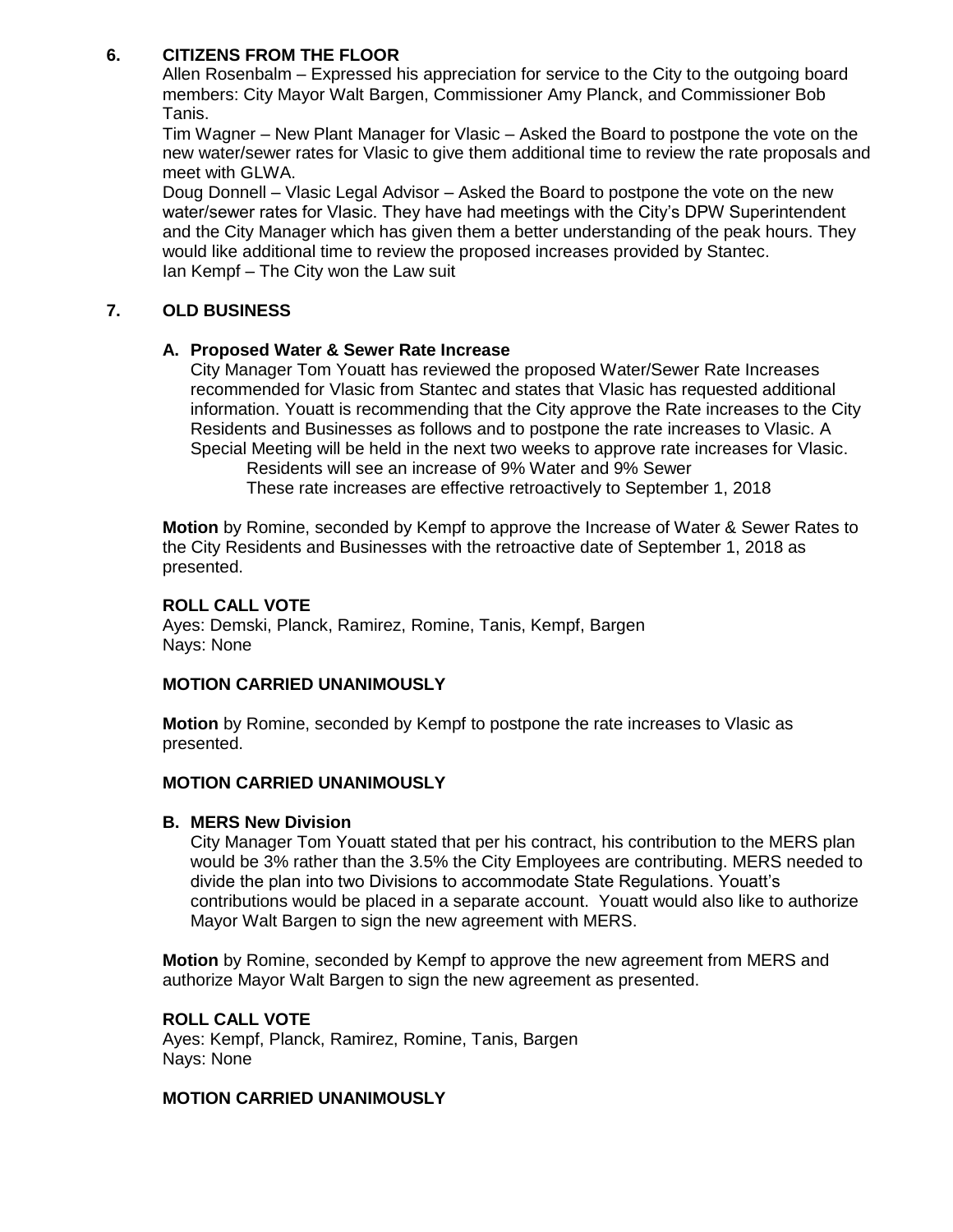## 6. CITIZENS FROM THE FLOOR

Allen Rosenbalm – Expressed his appreciation for service to the City to the outgoing board members: City Mayor Walt Bargen, Commissioner Amy Planck, and Commissioner Bob Tanis.

Tim Wagner – New Plant Manager for Vlasic – Asked the Board to postpone the vote on the new water/sewer rates for Vlasic to give them additional time to review the rate proposals and meet with GLWA.

Doug Donnell – Vlasic Legal Advisor – Asked the Board to postpone the vote on the new water/sewer rates for Vlasic. They have had meetings with the City's DPW Superintendent and the City Manager which has given them a better understanding of the peak hours. They would like additional time to review the proposed increases provided by Stantec.

Ian Kempf – The City won the Law suit

## 7. OLD BUSINESS

### A. Proposed Water & Sewer Rate Increase

City Manager Tom Youatt has reviewed the proposed Water/Sewer Rate Increases recommended for Vlasic from Stantec and states that Vlasic has requested additional information. Youatt is recommending that the City approve the Rate increases to the City Residents and Businesses as follows and to postpone the rate increases to Vlasic. A Special Meeting will be held in the next two weeks to approve rate increases for Vlasic.

Residents will see an increase of 9% Water and 9% Sewer
These rate increases are effective retroactively to September 1, 2018

**Motion** by Romine, seconded by Kempf to approve the Increase of Water & Sewer Rates to the City Residents and Businesses with the retroactive date of September 1, 2018 as presented.

**ROLL CALL VOTE**
Ayes: Demski, Planck, Ramirez, Romine, Tanis, Kempf, Bargen
Nays: None

**MOTION CARRIED UNANIMOUSLY**

**Motion** by Romine, seconded by Kempf to postpone the rate increases to Vlasic as presented.

**MOTION CARRIED UNANIMOUSLY**

### B. MERS New Division

City Manager Tom Youatt stated that per his contract, his contribution to the MERS plan would be 3% rather than the 3.5% the City Employees are contributing. MERS needed to divide the plan into two Divisions to accommodate State Regulations. Youatt's contributions would be placed in a separate account. Youatt would also like to authorize Mayor Walt Bargen to sign the new agreement with MERS.

**Motion** by Romine, seconded by Kempf to approve the new agreement from MERS and authorize Mayor Walt Bargen to sign the new agreement as presented.

**ROLL CALL VOTE**
Ayes: Kempf, Planck, Ramirez, Romine, Tanis, Bargen
Nays: None

**MOTION CARRIED UNANIMOUSLY**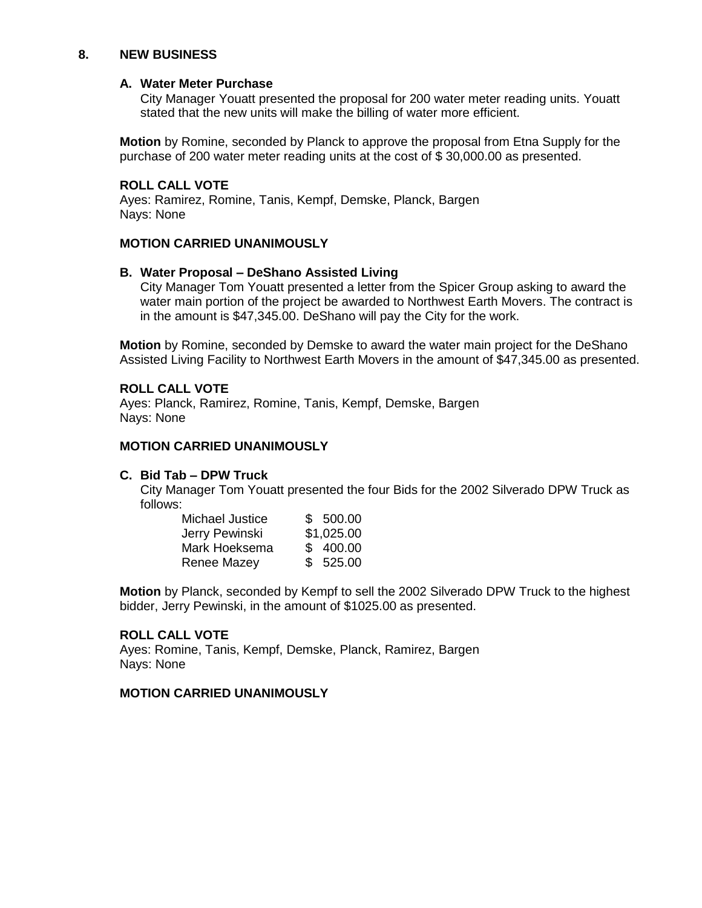## 8. NEW BUSINESS

### A. Water Meter Purchase

City Manager Youatt presented the proposal for 200 water meter reading units. Youatt stated that the new units will make the billing of water more efficient.

**Motion** by Romine, seconded by Planck to approve the proposal from Etna Supply for the purchase of 200 water meter reading units at the cost of $ 30,000.00 as presented.

**ROLL CALL VOTE**
Ayes: Ramirez, Romine, Tanis, Kempf, Demske, Planck, Bargen
Nays: None

**MOTION CARRIED UNANIMOUSLY**

### B. Water Proposal – DeShano Assisted Living

City Manager Tom Youatt presented a letter from the Spicer Group asking to award the water main portion of the project be awarded to Northwest Earth Movers. The contract is in the amount is $47,345.00. DeShano will pay the City for the work.

**Motion** by Romine, seconded by Demske to award the water main project for the DeShano Assisted Living Facility to Northwest Earth Movers in the amount of $47,345.00 as presented.

**ROLL CALL VOTE**
Ayes: Planck, Ramirez, Romine, Tanis, Kempf, Demske, Bargen
Nays: None

**MOTION CARRIED UNANIMOUSLY**

### C. Bid Tab – DPW Truck

City Manager Tom Youatt presented the four Bids for the 2002 Silverado DPW Truck as follows:

| | |
|---|---|
| Michael Justice | $ 500.00 |
| Jerry Pewinski | $1,025.00 |
| Mark Hoeksema | $ 400.00 |
| Renee Mazey | $ 525.00 |

**Motion** by Planck, seconded by Kempf to sell the 2002 Silverado DPW Truck to the highest bidder, Jerry Pewinski, in the amount of $1025.00 as presented.

**ROLL CALL VOTE**
Ayes: Romine, Tanis, Kempf, Demske, Planck, Ramirez, Bargen
Nays: None

**MOTION CARRIED UNANIMOUSLY**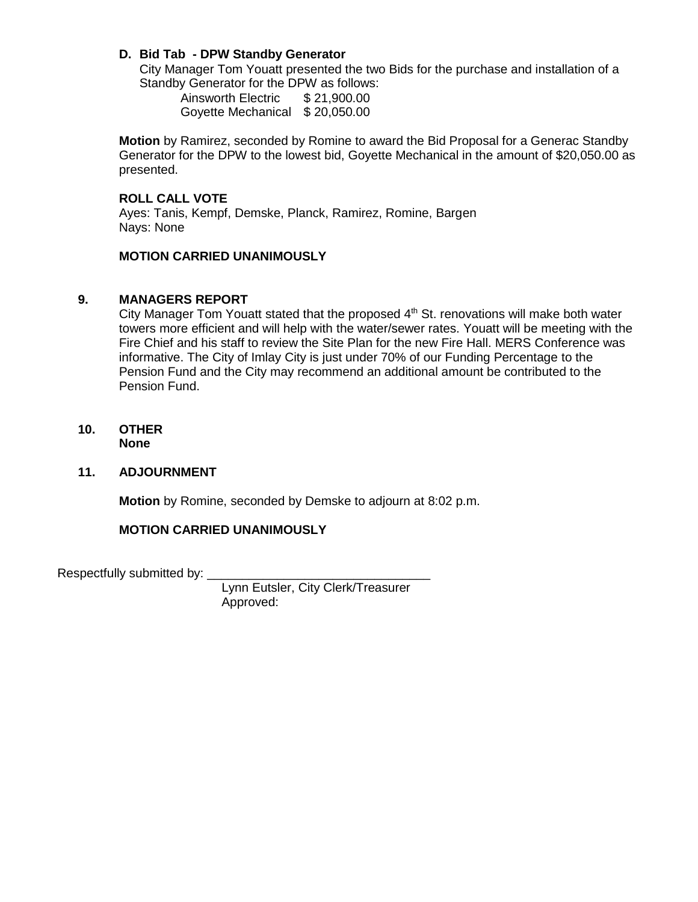**D. Bid Tab - DPW Standby Generator**

City Manager Tom Youatt presented the two Bids for the purchase and installation of a Standby Generator for the DPW as follows:

| | |
|---|---|
| Ainsworth Electric | $ 21,900.00 |
| Goyette Mechanical | $ 20,050.00 |

**Motion** by Ramirez, seconded by Romine to award the Bid Proposal for a Generac Standby Generator for the DPW to the lowest bid, Goyette Mechanical in the amount of $20,050.00 as presented.

**ROLL CALL VOTE**
Ayes: Tanis, Kempf, Demske, Planck, Ramirez, Romine, Bargen
Nays: None

**MOTION CARRIED UNANIMOUSLY**

**9. MANAGERS REPORT**

City Manager Tom Youatt stated that the proposed 4th St. renovations will make both water towers more efficient and will help with the water/sewer rates. Youatt will be meeting with the Fire Chief and his staff to review the Site Plan for the new Fire Hall. MERS Conference was informative. The City of Imlay City is just under 70% of our Funding Percentage to the Pension Fund and the City may recommend an additional amount be contributed to the Pension Fund.

**10. OTHER**
**None**

**11. ADJOURNMENT**

**Motion** by Romine, seconded by Demske to adjourn at 8:02 p.m.

**MOTION CARRIED UNANIMOUSLY**

Respectfully submitted by: _______________________________
Lynn Eutsler, City Clerk/Treasurer
Approved: